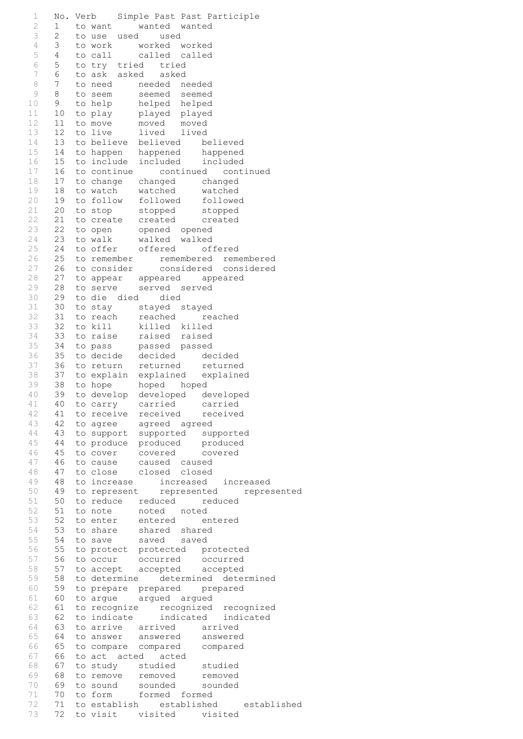| No. | Verb | Simple Past | Past Participle |
|---|---|---|---|
| 1 | to want | wanted | wanted |
| 2 | to use | used | used |
| 3 | to work | worked | worked |
| 4 | to call | called | called |
| 5 | to try | tried | tried |
| 6 | to ask | asked | asked |
| 7 | to need | needed | needed |
| 8 | to seem | seemed | seemed |
| 9 | to help | helped | helped |
| 10 | to play | played | played |
| 11 | to move | moved | moved |
| 12 | to live | lived | lived |
| 13 | to believe | believed | believed |
| 14 | to happen | happened | happened |
| 15 | to include | included | included |
| 16 | to continue | continued | continued |
| 17 | to change | changed | changed |
| 18 | to watch | watched | watched |
| 19 | to follow | followed | followed |
| 20 | to stop | stopped | stopped |
| 21 | to create | created | created |
| 22 | to open | opened | opened |
| 23 | to walk | walked | walked |
| 24 | to offer | offered | offered |
| 25 | to remember | remembered | remembered |
| 26 | to consider | considered | considered |
| 27 | to appear | appeared | appeared |
| 28 | to serve | served | served |
| 29 | to die | died | died |
| 30 | to stay | stayed | stayed |
| 31 | to reach | reached | reached |
| 32 | to kill | killed | killed |
| 33 | to raise | raised | raised |
| 34 | to pass | passed | passed |
| 35 | to decide | decided | decided |
| 36 | to return | returned | returned |
| 37 | to explain | explained | explained |
| 38 | to hope | hoped | hoped |
| 39 | to develop | developed | developed |
| 40 | to carry | carried | carried |
| 41 | to receive | received | received |
| 42 | to agree | agreed | agreed |
| 43 | to support | supported | supported |
| 44 | to produce | produced | produced |
| 45 | to cover | covered | covered |
| 46 | to cause | caused | caused |
| 47 | to close | closed | closed |
| 48 | to increase | increased | increased |
| 49 | to represent | represented | represented |
| 50 | to reduce | reduced | reduced |
| 51 | to note | noted | noted |
| 52 | to enter | entered | entered |
| 53 | to share | shared | shared |
| 54 | to save | saved | saved |
| 55 | to protect | protected | protected |
| 56 | to occur | occurred | occurred |
| 57 | to accept | accepted | accepted |
| 58 | to determine | determined | determined |
| 59 | to prepare | prepared | prepared |
| 60 | to argue | argued | argued |
| 61 | to recognize | recognized | recognized |
| 62 | to indicate | indicated | indicated |
| 63 | to arrive | arrived | arrived |
| 64 | to answer | answered | answered |
| 65 | to compare | compared | compared |
| 66 | to act | acted | acted |
| 67 | to study | studied | studied |
| 68 | to remove | removed | removed |
| 69 | to sound | sounded | sounded |
| 70 | to form | formed | formed |
| 71 | to establish | established | established |
| 72 | to visit | visited | visited |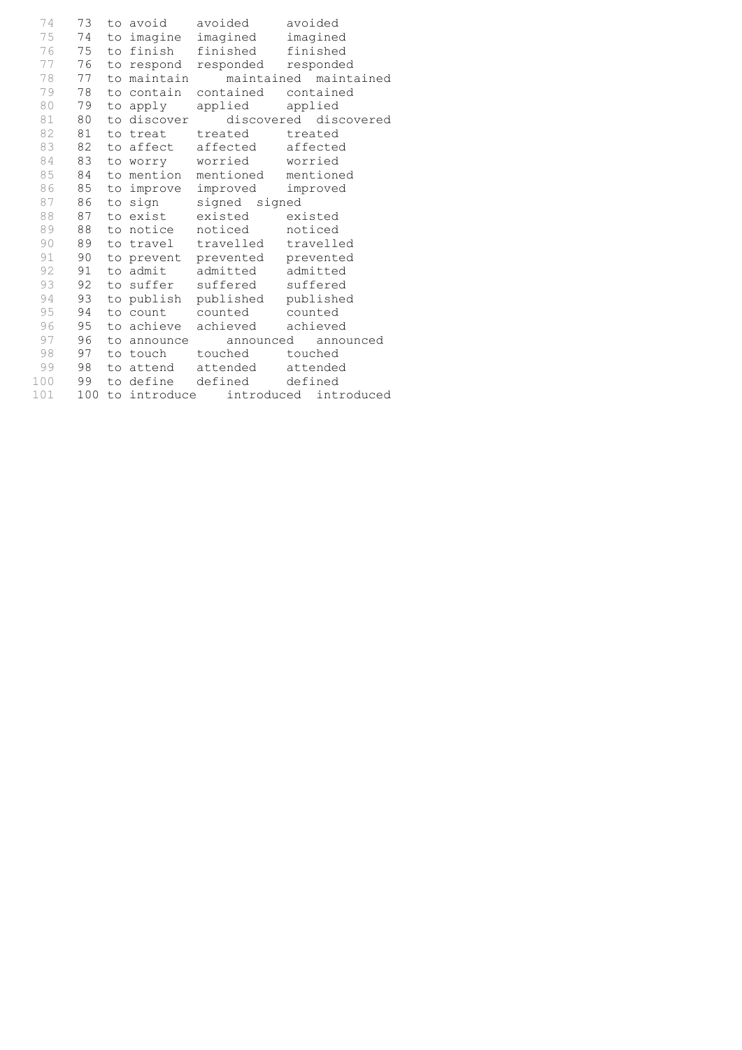| | | | |
|---|---|---|---|
| 73 | to avoid | avoided | avoided |
| 74 | to imagine | imagined | imagined |
| 75 | to finish | finished | finished |
| 76 | to respond | responded | responded |
| 77 | to maintain | maintained | maintained |
| 78 | to contain | contained | contained |
| 79 | to apply | applied | applied |
| 80 | to discover | discovered | discovered |
| 81 | to treat | treated | treated |
| 82 | to affect | affected | affected |
| 83 | to worry | worried | worried |
| 84 | to mention | mentioned | mentioned |
| 85 | to improve | improved | improved |
| 86 | to sign | signed | signed |
| 87 | to exist | existed | existed |
| 88 | to notice | noticed | noticed |
| 89 | to travel | travelled | travelled |
| 90 | to prevent | prevented | prevented |
| 91 | to admit | admitted | admitted |
| 92 | to suffer | suffered | suffered |
| 93 | to publish | published | published |
| 94 | to count | counted | counted |
| 95 | to achieve | achieved | achieved |
| 96 | to announce | announced | announced |
| 97 | to touch | touched | touched |
| 98 | to attend | attended | attended |
| 99 | to define | defined | defined |
| 100 | to introduce | introduced | introduced |